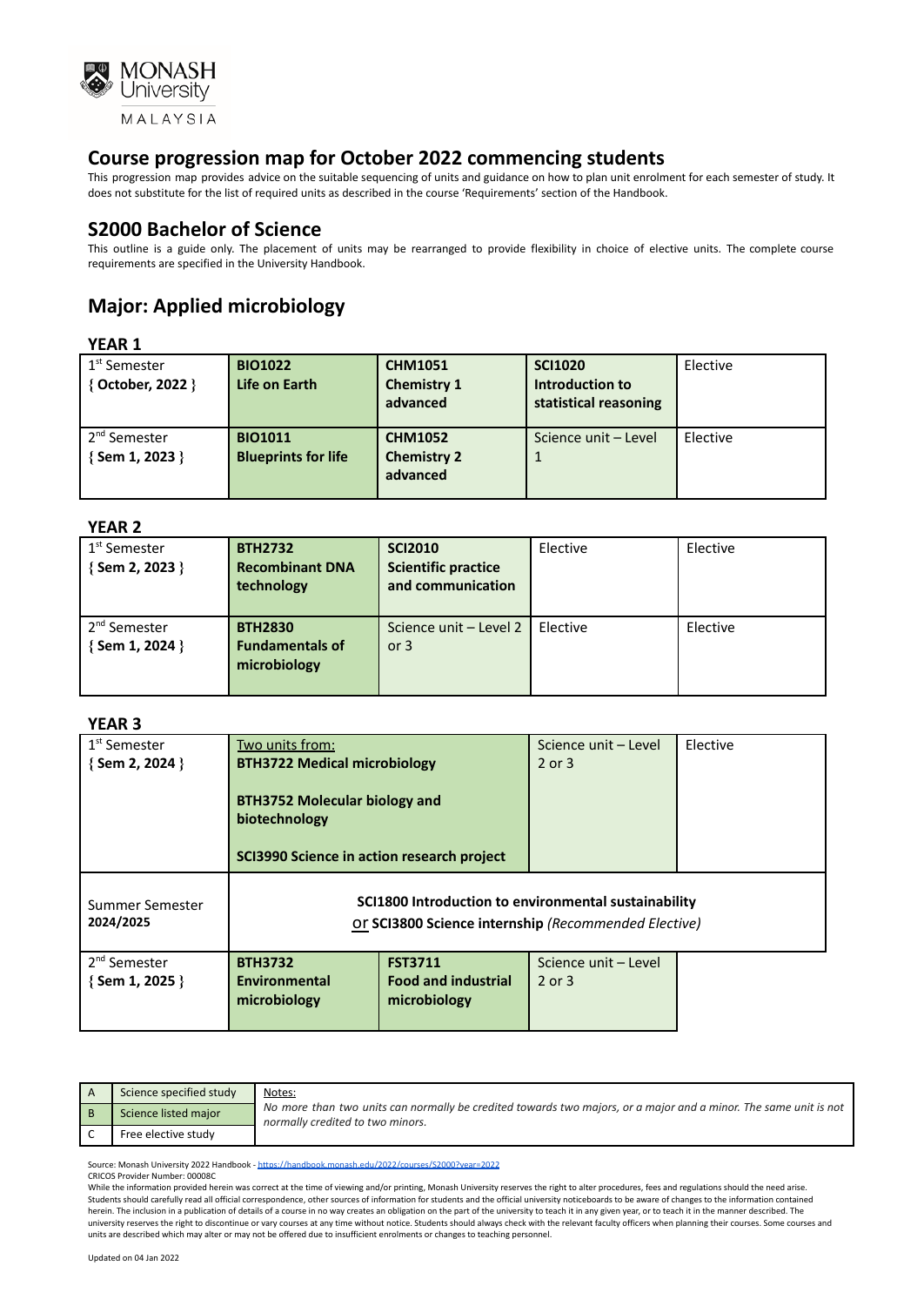## Course progression map for October 2022 commencing students

This progression map provides advice on the suitable sequencing of units and guidance on how to plan unit enrolment for each semester of study. It does not substitute for the list of required units as described in the course 'Requirements' section of the Handbook.

## S2000 Bachelor of Science

This outline is a guide only. The placement of units may be rearranged to provide flexibility in choice of elective units. The complete course requirements are specified in the University Handbook.

## Major: Applied microbiology

### YEAR 1

| Semester | | | | |
|---|---|---|---|---|
| 1st Semester { **October, 2022** } | **BIO1022 Life on Earth** | **CHM1051 Chemistry 1 advanced** | **SCI1020 Introduction to statistical reasoning** | Elective |
| 2nd Semester { **Sem 1, 2023** } | **BIO1011 Blueprints for life** | **CHM1052 Chemistry 2 advanced** | Science unit – Level 1 | Elective |

### YEAR 2

| Semester | | | | |
|---|---|---|---|---|
| 1st Semester { **Sem 2, 2023** } | **BTH2732 Recombinant DNA technology** | **SCI2010 Scientific practice and communication** | Elective | Elective |
| 2nd Semester { **Sem 1, 2024** } | **BTH2830 Fundamentals of microbiology** | Science unit – Level 2 or 3 | Elective | Elective |

### YEAR 3

| Semester | | | | |
|---|---|---|---|---|
| 1st Semester { **Sem 2, 2024** } | Two units from: **BTH3722 Medical microbiology**; **BTH3752 Molecular biology and biotechnology**; **SCI3990 Science in action research project** | | Science unit – Level 2 or 3 | Elective |
| Summer Semester **2024/2025** | **SCI1800 Introduction to environmental sustainability** or **SCI3800 Science internship** *(Recommended Elective)* | | | |
| 2nd Semester { **Sem 1, 2025** } | **BTH3732 Environmental microbiology** | **FST3711 Food and industrial microbiology** | Science unit – Level 2 or 3 | |

| | | |
|---|---|---|
| A | Science specified study | Notes: *No more than two units can normally be credited towards two majors, or a major and a minor. The same unit is not normally credited to two minors.* |
| B | Science listed major | |
| C | Free elective study | |

Source: Monash University 2022 Handbook - https://handbook.monash.edu/2022/courses/S2000?year=2022
CRICOS Provider Number: 00008C
While the information provided herein was correct at the time of viewing and/or printing, Monash University reserves the right to alter procedures, fees and regulations should the need arise. Students should carefully read all official correspondence, other sources of information for students and the official university noticeboards to be aware of changes to the information contained herein. The inclusion in a publication of details of a course in no way creates an obligation on the part of the university to teach it in any given year, or to teach it in the manner described. The university reserves the right to discontinue or vary courses at any time without notice. Students should always check with the relevant faculty officers when planning their courses. Some courses and units are described which may alter or may not be offered due to insufficient enrolments or changes to teaching personnel.

Updated on 04 Jan 2022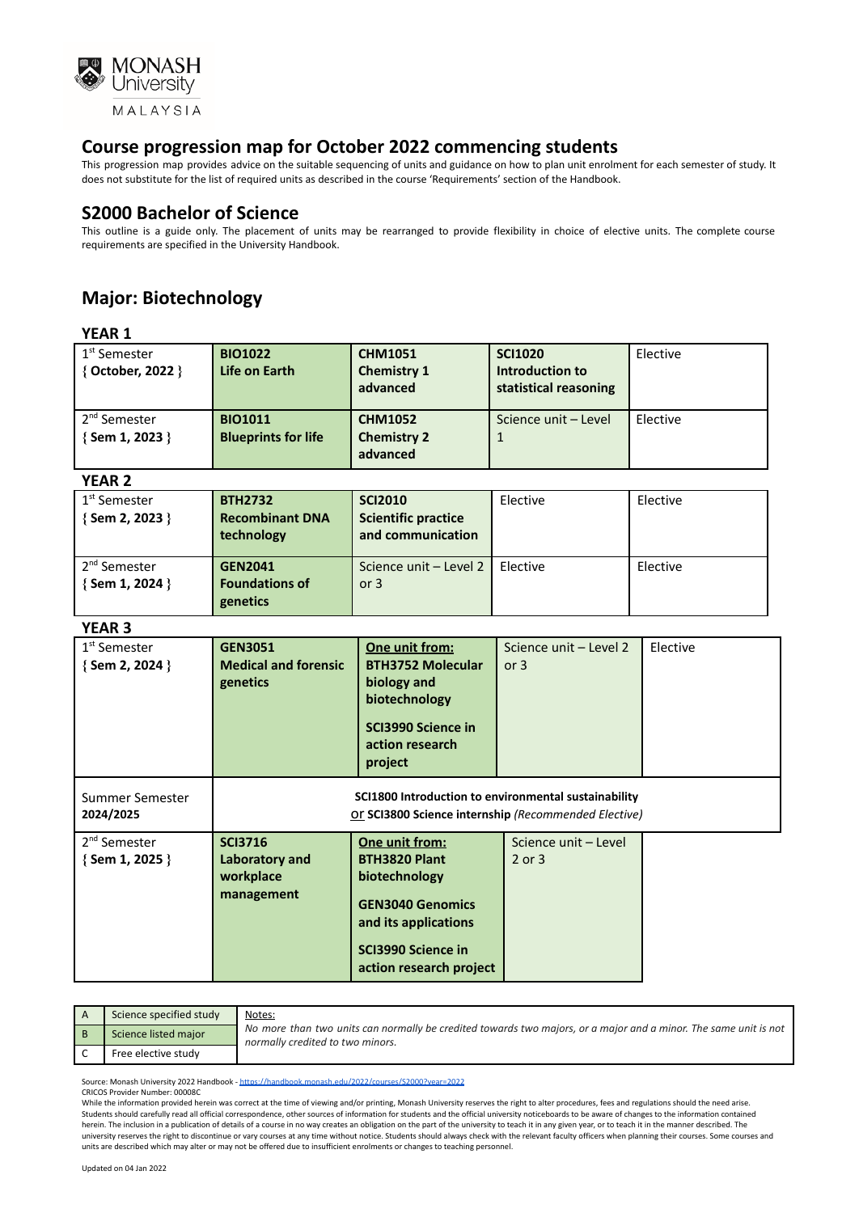MONASH University MALAYSIA

## Course progression map for October 2022 commencing students

This progression map provides advice on the suitable sequencing of units and guidance on how to plan unit enrolment for each semester of study. It does not substitute for the list of required units as described in the course 'Requirements' section of the Handbook.

## S2000 Bachelor of Science

This outline is a guide only. The placement of units may be rearranged to provide flexibility in choice of elective units. The complete course requirements are specified in the University Handbook.

## Major: Biotechnology

### YEAR 1

| Semester | | | | |
|---|---|---|---|---|
| 1st Semester { **October, 2022** } | **BIO1022 Life on Earth** | **CHM1051 Chemistry 1 advanced** | **SCI1020 Introduction to statistical reasoning** | Elective |
| 2nd Semester { **Sem 1, 2023** } | **BIO1011 Blueprints for life** | **CHM1052 Chemistry 2 advanced** | Science unit – Level 1 | Elective |

### YEAR 2

| Semester | | | | |
|---|---|---|---|---|
| 1st Semester { **Sem 2, 2023** } | **BTH2732 Recombinant DNA technology** | **SCI2010 Scientific practice and communication** | Elective | Elective |
| 2nd Semester { **Sem 1, 2024** } | **GEN2041 Foundations of genetics** | Science unit – Level 2 or 3 | Elective | Elective |

### YEAR 3

| Semester | | | | |
|---|---|---|---|---|
| 1st Semester { **Sem 2, 2024** } | **GEN3051 Medical and forensic genetics** | **One unit from:** **BTH3752 Molecular biology and biotechnology** **SCI3990 Science in action research project** | Science unit – Level 2 or 3 | Elective |
| Summer Semester **2024/2025** | **SCI1800 Introduction to environmental sustainability** or **SCI3800 Science internship** *(Recommended Elective)* | | | |
| 2nd Semester { **Sem 1, 2025** } | **SCI3716 Laboratory and workplace management** | **One unit from:** **BTH3820 Plant biotechnology** **GEN3040 Genomics and its applications** **SCI3990 Science in action research project** | Science unit – Level 2 or 3 | |

| | | |
|---|---|---|
| A | Science specified study | Notes: *No more than two units can normally be credited towards two majors, or a major and a minor. The same unit is not normally credited to two minors.* |
| B | Science listed major | |
| C | Free elective study | |

Source: Monash University 2022 Handbook - https://handbook.monash.edu/2022/courses/S2000?year=2022
CRICOS Provider Number: 00008C
While the information provided herein was correct at the time of viewing and/or printing, Monash University reserves the right to alter procedures, fees and regulations should the need arise. Students should carefully read all official correspondence, other sources of information for students and the official university noticeboards to be aware of changes to the information contained herein. The inclusion in a publication of details of a course in no way creates an obligation on the part of the university to teach it in any given year, or to teach it in the manner described. The university reserves the right to discontinue or vary courses at any time without notice. Students should always check with the relevant faculty officers when planning their courses. Some courses and units are described which may alter or may not be offered due to insufficient enrolments or changes to teaching personnel.

Updated on 04 Jan 2022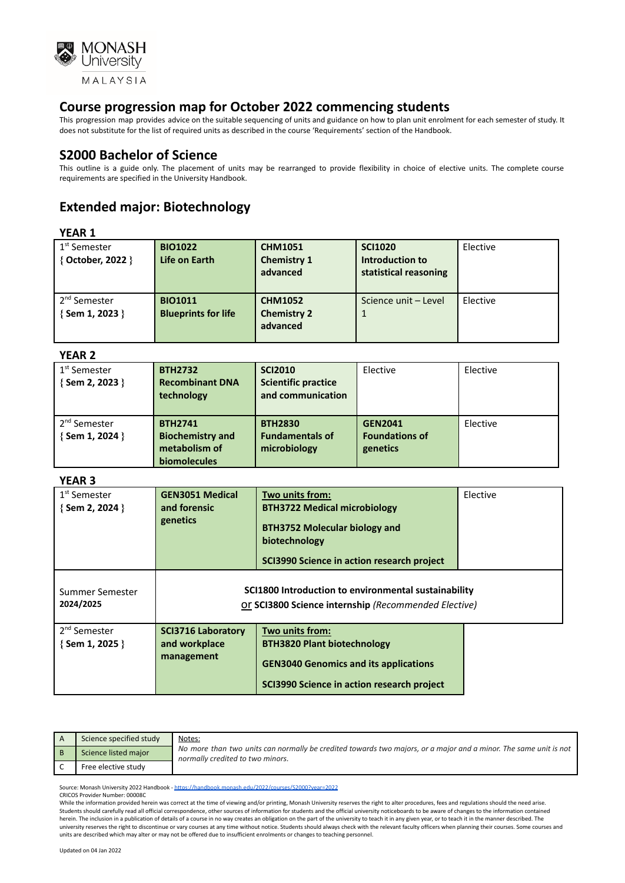MONASH University MALAYSIA

## Course progression map for October 2022 commencing students

This progression map provides advice on the suitable sequencing of units and guidance on how to plan unit enrolment for each semester of study. It does not substitute for the list of required units as described in the course 'Requirements' section of the Handbook.

## S2000 Bachelor of Science

This outline is a guide only. The placement of units may be rearranged to provide flexibility in choice of elective units. The complete course requirements are specified in the University Handbook.

## Extended major: Biotechnology

### YEAR 1

| | | | | |
|---|---|---|---|---|
| 1st Semester { **October, 2022** } | **BIO1022 Life on Earth** | **CHM1051 Chemistry 1 advanced** | **SCI1020 Introduction to statistical reasoning** | Elective |
| 2nd Semester { **Sem 1, 2023** } | **BIO1011 Blueprints for life** | **CHM1052 Chemistry 2 advanced** | Science unit – Level 1 | Elective |

### YEAR 2

| | | | | |
|---|---|---|---|---|
| 1st Semester { **Sem 2, 2023** } | **BTH2732 Recombinant DNA technology** | **SCI2010 Scientific practice and communication** | Elective | Elective |
| 2nd Semester { **Sem 1, 2024** } | **BTH2741 Biochemistry and metabolism of biomolecules** | **BTH2830 Fundamentals of microbiology** | **GEN2041 Foundations of genetics** | Elective |

### YEAR 3

| | | | |
|---|---|---|---|
| 1st Semester { **Sem 2, 2024** } | **GEN3051 Medical and forensic genetics** | **Two units from:** **BTH3722 Medical microbiology** **BTH3752 Molecular biology and biotechnology** **SCI3990 Science in action research project** | Elective |
| Summer Semester **2024/2025** | **SCI1800 Introduction to environmental sustainability** or **SCI3800 Science internship** *(Recommended Elective)* | | |
| 2nd Semester { **Sem 1, 2025** } | **SCI3716 Laboratory and workplace management** | **Two units from:** **BTH3820 Plant biotechnology** **GEN3040 Genomics and its applications** **SCI3990 Science in action research project** | |

| | | |
|---|---|---|
| A | Science specified study | Notes: *No more than two units can normally be credited towards two majors, or a major and a minor. The same unit is not normally credited to two minors.* |
| B | Science listed major | |
| C | Free elective study | |

Source: Monash University 2022 Handbook - https://handbook.monash.edu/2022/courses/S2000?year=2022
CRICOS Provider Number: 00008C
While the information provided herein was correct at the time of viewing and/or printing, Monash University reserves the right to alter procedures, fees and regulations should the need arise. Students should carefully read all official correspondence, other sources of information for students and the official university noticeboards to be aware of changes to the information contained herein. The inclusion in a publication of details of a course in no way creates an obligation on the part of the university to teach it in any given year, or to teach it in the manner described. The university reserves the right to discontinue or vary courses at any time without notice. Students should always check with the relevant faculty officers when planning their courses. Some courses and units are described which may alter or may not be offered due to insufficient enrolments or changes to teaching personnel.

Updated on 04 Jan 2022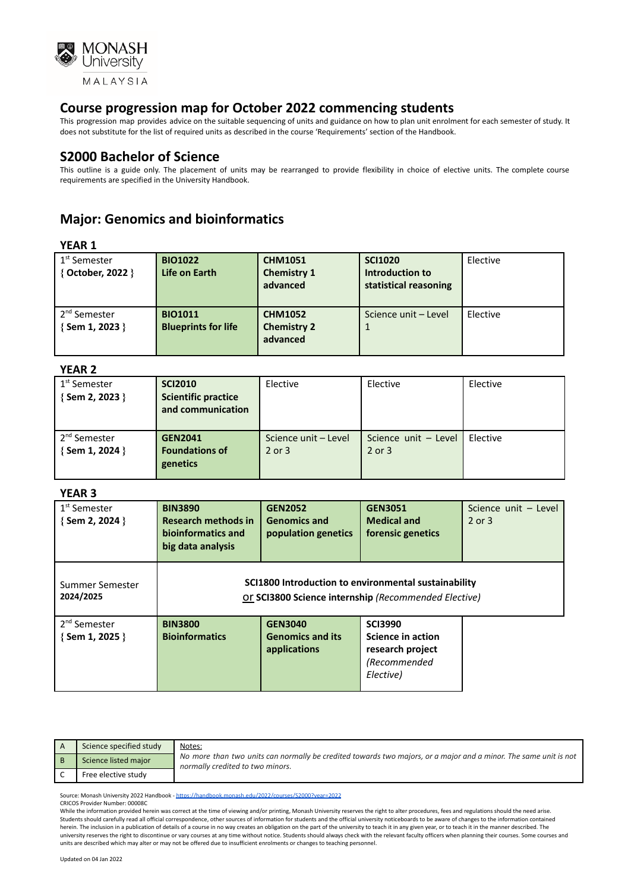## Course progression map for October 2022 commencing students

This progression map provides advice on the suitable sequencing of units and guidance on how to plan unit enrolment for each semester of study. It does not substitute for the list of required units as described in the course 'Requirements' section of the Handbook.

## S2000 Bachelor of Science

This outline is a guide only. The placement of units may be rearranged to provide flexibility in choice of elective units. The complete course requirements are specified in the University Handbook.

## Major: Genomics and bioinformatics

### YEAR 1

| Semester | | | | |
|---|---|---|---|---|
| 1st Semester { **October, 2022** } | **BIO1022 Life on Earth** | **CHM1051 Chemistry 1 advanced** | **SCI1020 Introduction to statistical reasoning** | Elective |
| 2nd Semester { **Sem 1, 2023** } | **BIO1011 Blueprints for life** | **CHM1052 Chemistry 2 advanced** | Science unit – Level 1 | Elective |

### YEAR 2

| Semester | | | | |
|---|---|---|---|---|
| 1st Semester { **Sem 2, 2023** } | **SCI2010 Scientific practice and communication** | Elective | Elective | Elective |
| 2nd Semester { **Sem 1, 2024** } | **GEN2041 Foundations of genetics** | Science unit – Level 2 or 3 | Science unit – Level 2 or 3 | Elective |

### YEAR 3

| Semester | | | | |
|---|---|---|---|---|
| 1st Semester { **Sem 2, 2024** } | **BIN3890 Research methods in bioinformatics and big data analysis** | **GEN2052 Genomics and population genetics** | **GEN3051 Medical and forensic genetics** | Science unit – Level 2 or 3 |
| Summer Semester **2024/2025** | **SCI1800 Introduction to environmental sustainability** or **SCI3800 Science internship** *(Recommended Elective)* | | | |
| 2nd Semester { **Sem 1, 2025** } | **BIN3800 Bioinformatics** | **GEN3040 Genomics and its applications** | **SCI3990 Science in action research project** *(Recommended Elective)* | |

| | | Notes: |
|---|---|---|
| A | Science specified study | *No more than two units can normally be credited towards two majors, or a major and a minor. The same unit is not normally credited to two minors.* |
| B | Science listed major | |
| C | Free elective study | |

Source: Monash University 2022 Handbook - https://handbook.monash.edu/2022/courses/S2000?year=2022
CRICOS Provider Number: 00008C
While the information provided herein was correct at the time of viewing and/or printing, Monash University reserves the right to alter procedures, fees and regulations should the need arise. Students should carefully read all official correspondence, other sources of information for students and the official university noticeboards to be aware of changes to the information contained herein. The inclusion in a publication of details of a course in no way creates an obligation on the part of the university to teach it in any given year, or to teach it in the manner described. The university reserves the right to discontinue or vary courses at any time without notice. Students should always check with the relevant faculty officers when planning their courses. Some courses and units are described which may alter or may not be offered due to insufficient enrolments or changes to teaching personnel.

Updated on 04 Jan 2022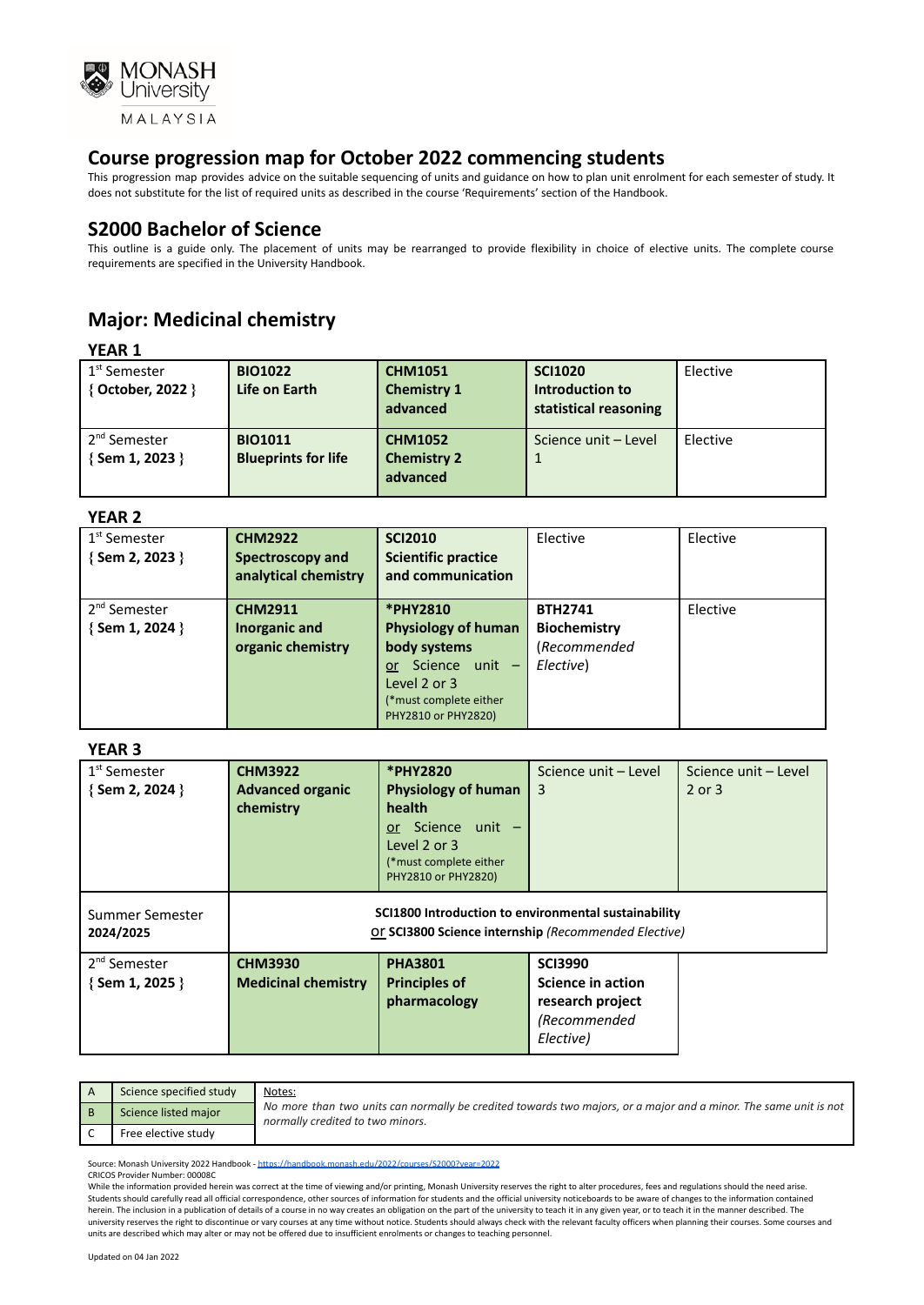MONASH University MALAYSIA

## Course progression map for October 2022 commencing students

This progression map provides advice on the suitable sequencing of units and guidance on how to plan unit enrolment for each semester of study. It does not substitute for the list of required units as described in the course 'Requirements' section of the Handbook.

## S2000 Bachelor of Science

This outline is a guide only. The placement of units may be rearranged to provide flexibility in choice of elective units. The complete course requirements are specified in the University Handbook.

## Major: Medicinal chemistry

### YEAR 1

| | | | | |
|---|---|---|---|---|
| 1st Semester { October, 2022 } | **BIO1022 Life on Earth** | **CHM1051 Chemistry 1 advanced** | **SCI1020 Introduction to statistical reasoning** | Elective |
| 2nd Semester { Sem 1, 2023 } | **BIO1011 Blueprints for life** | **CHM1052 Chemistry 2 advanced** | Science unit – Level 1 | Elective |

### YEAR 2

| | | | | |
|---|---|---|---|---|
| 1st Semester { Sem 2, 2023 } | **CHM2922 Spectroscopy and analytical chemistry** | **SCI2010 Scientific practice and communication** | Elective | Elective |
| 2nd Semester { Sem 1, 2024 } | **CHM2911 Inorganic and organic chemistry** | **\*PHY2810 Physiology of human body systems** or Science unit – Level 2 or 3 (\*must complete either PHY2810 or PHY2820) | **BTH2741 Biochemistry** (*Recommended Elective*) | Elective |

### YEAR 3

| | | | | |
|---|---|---|---|---|
| 1st Semester { Sem 2, 2024 } | **CHM3922 Advanced organic chemistry** | **\*PHY2820 Physiology of human health** or Science unit – Level 2 or 3 (\*must complete either PHY2810 or PHY2820) | Science unit – Level 3 | Science unit – Level 2 or 3 |
| Summer Semester 2024/2025 | **SCI1800 Introduction to environmental sustainability** or **SCI3800 Science internship** (*Recommended Elective*) | | | |
| 2nd Semester { Sem 1, 2025 } | **CHM3930 Medicinal chemistry** | **PHA3801 Principles of pharmacology** | **SCI3990 Science in action research project** (*Recommended Elective*) | |

| | | |
|---|---|---|
| A | Science specified study | Notes: *No more than two units can normally be credited towards two majors, or a major and a minor. The same unit is not normally credited to two minors.* |
| B | Science listed major | |
| C | Free elective study | |

Source: Monash University 2022 Handbook - https://handbook.monash.edu/2022/courses/S2000?year=2022
CRICOS Provider Number: 00008C
While the information provided herein was correct at the time of viewing and/or printing, Monash University reserves the right to alter procedures, fees and regulations should the need arise. Students should carefully read all official correspondence, other sources of information for students and the official university noticeboards to be aware of changes to the information contained herein. The inclusion in a publication of details of a course in no way creates an obligation on the part of the university to teach it in any given year, or to teach it in the manner described. The university reserves the right to discontinue or vary courses at any time without notice. Students should always check with the relevant faculty officers when planning their courses. Some courses and units are described which may alter or may not be offered due to insufficient enrolments or changes to teaching personnel.

Updated on 04 Jan 2022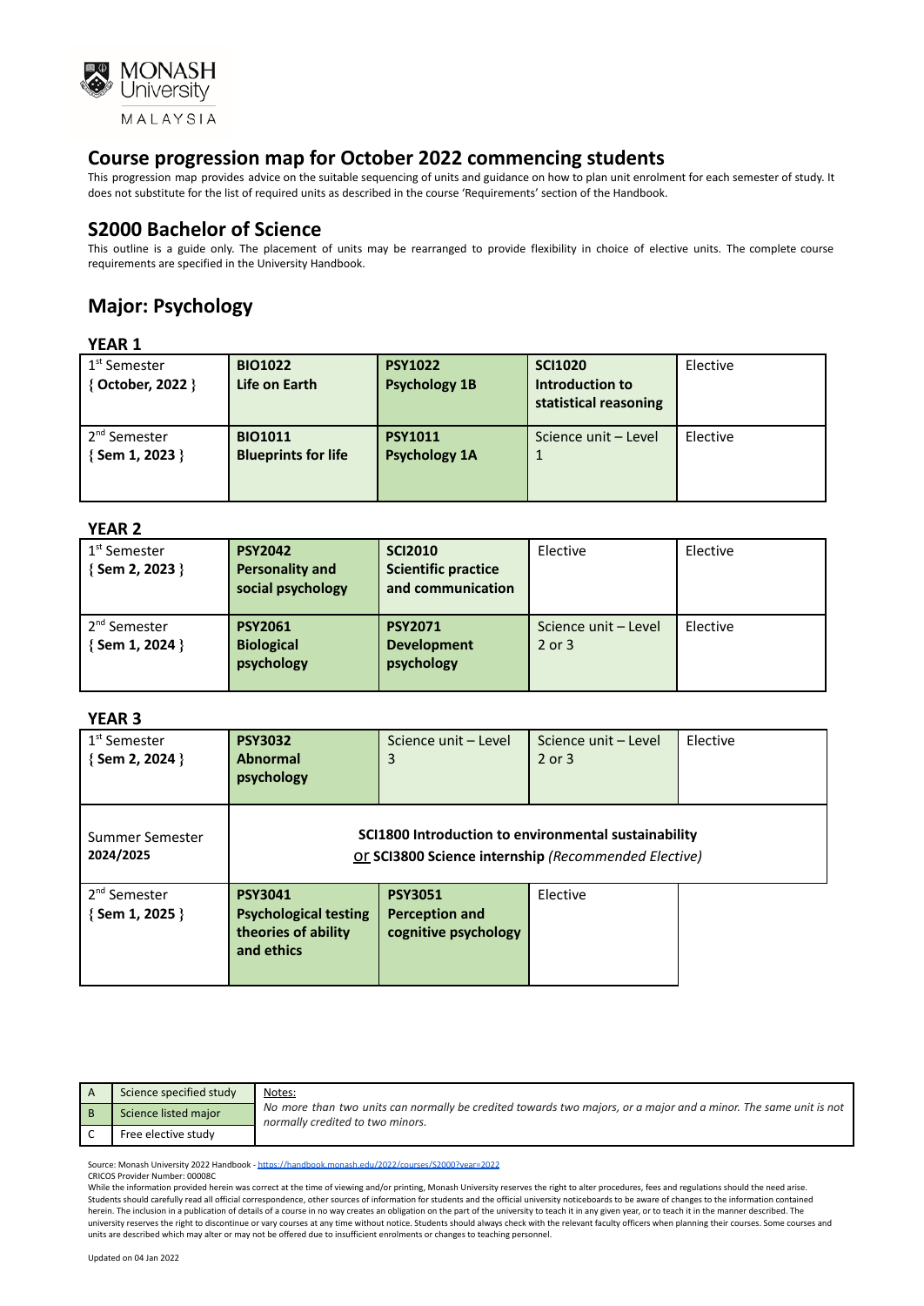# Course progression map for October 2022 commencing students

This progression map provides advice on the suitable sequencing of units and guidance on how to plan unit enrolment for each semester of study. It does not substitute for the list of required units as described in the course 'Requirements' section of the Handbook.

## S2000 Bachelor of Science

This outline is a guide only. The placement of units may be rearranged to provide flexibility in choice of elective units. The complete course requirements are specified in the University Handbook.

## Major: Psychology

### YEAR 1

| | | | | |
|---|---|---|---|---|
| 1st Semester { **October, 2022** } | **BIO1022 Life on Earth** | **PSY1022 Psychology 1B** | **SCI1020 Introduction to statistical reasoning** | Elective |
| 2nd Semester { **Sem 1, 2023** } | **BIO1011 Blueprints for life** | **PSY1011 Psychology 1A** | Science unit – Level 1 | Elective |

### YEAR 2

| | | | | |
|---|---|---|---|---|
| 1st Semester { **Sem 2, 2023** } | **PSY2042 Personality and social psychology** | **SCI2010 Scientific practice and communication** | Elective | Elective |
| 2nd Semester { **Sem 1, 2024** } | **PSY2061 Biological psychology** | **PSY2071 Development psychology** | Science unit – Level 2 or 3 | Elective |

### YEAR 3

| | | | | |
|---|---|---|---|---|
| 1st Semester { **Sem 2, 2024** } | **PSY3032 Abnormal psychology** | Science unit – Level 3 | Science unit – Level 2 or 3 | Elective |
| Summer Semester **2024/2025** | **SCI1800 Introduction to environmental sustainability** or **SCI3800 Science internship** *(Recommended Elective)* | | | |
| 2nd Semester { **Sem 1, 2025** } | **PSY3041 Psychological testing theories of ability and ethics** | **PSY3051 Perception and cognitive psychology** | Elective | |

| | | |
|---|---|---|
| A | Science specified study | Notes: *No more than two units can normally be credited towards two majors, or a major and a minor. The same unit is not normally credited to two minors.* |
| B | Science listed major | |
| C | Free elective study | |

Source: Monash University 2022 Handbook - https://handbook.monash.edu/2022/courses/S2000?year=2022
CRICOS Provider Number: 00008C
While the information provided herein was correct at the time of viewing and/or printing, Monash University reserves the right to alter procedures, fees and regulations should the need arise. Students should carefully read all official correspondence, other sources of information for students and the official university noticeboards to be aware of changes to the information contained herein. The inclusion in a publication of details of a course in no way creates an obligation on the part of the university to teach it in any given year, or to teach it in the manner described. The university reserves the right to discontinue or vary courses at any time without notice. Students should always check with the relevant faculty officers when planning their courses. Some courses and units are described which may alter or may not be offered due to insufficient enrolments or changes to teaching personnel.

Updated on 04 Jan 2022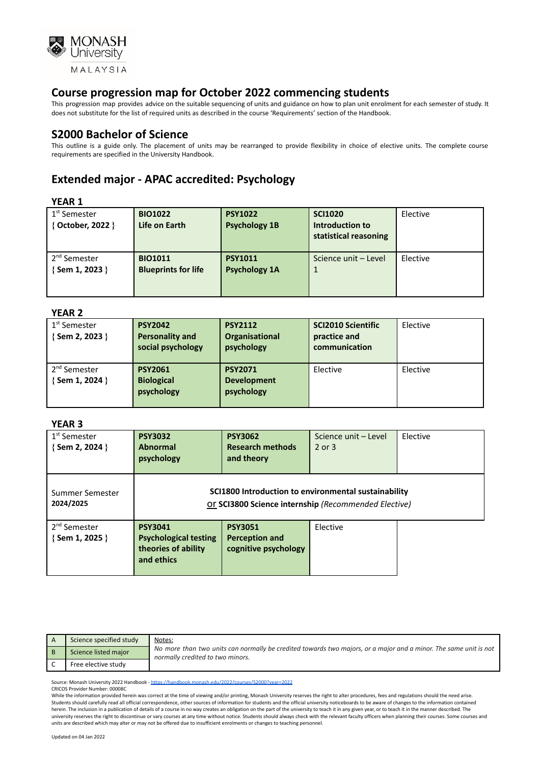## Course progression map for October 2022 commencing students

This progression map provides advice on the suitable sequencing of units and guidance on how to plan unit enrolment for each semester of study. It does not substitute for the list of required units as described in the course 'Requirements' section of the Handbook.

## S2000 Bachelor of Science

This outline is a guide only. The placement of units may be rearranged to provide flexibility in choice of elective units. The complete course requirements are specified in the University Handbook.

## Extended major - APAC accredited: Psychology

### YEAR 1

| Semester | Unit | Unit | Unit | Unit |
|---|---|---|---|---|
| 1st Semester { **October, 2022** } | **BIO1022 Life on Earth** | **PSY1022 Psychology 1B** | **SCI1020 Introduction to statistical reasoning** | Elective |
| 2nd Semester { **Sem 1, 2023** } | **BIO1011 Blueprints for life** | **PSY1011 Psychology 1A** | Science unit – Level 1 | Elective |

### YEAR 2

| Semester | Unit | Unit | Unit | Unit |
|---|---|---|---|---|
| 1st Semester { **Sem 2, 2023** } | **PSY2042 Personality and social psychology** | **PSY2112 Organisational psychology** | **SCI2010 Scientific practice and communication** | Elective |
| 2nd Semester { **Sem 1, 2024** } | **PSY2061 Biological psychology** | **PSY2071 Development psychology** | Elective | Elective |

### YEAR 3

| Semester | Unit | Unit | Unit | Unit |
|---|---|---|---|---|
| 1st Semester { **Sem 2, 2024** } | **PSY3032 Abnormal psychology** | **PSY3062 Research methods and theory** | Science unit – Level 2 or 3 | Elective |
| Summer Semester **2024/2025** | **SCI1800 Introduction to environmental sustainability** or **SCI3800 Science internship** *(Recommended Elective)* | | | |
| 2nd Semester { **Sem 1, 2025** } | **PSY3041 Psychological testing theories of ability and ethics** | **PSY3051 Perception and cognitive psychology** | Elective | |

| Code | Legend | Notes: |
|---|---|---|
| A | Science specified study | *No more than two units can normally be credited towards two majors, or a major and a minor. The same unit is not normally credited to two minors.* |
| B | Science listed major | |
| C | Free elective study | |

Source: Monash University 2022 Handbook - https://handbook.monash.edu/2022/courses/S2000?year=2022
CRICOS Provider Number: 00008C
While the information provided herein was correct at the time of viewing and/or printing, Monash University reserves the right to alter procedures, fees and regulations should the need arise. Students should carefully read all official correspondence, other sources of information for students and the official university noticeboards to be aware of changes to the information contained herein. The inclusion in a publication of details of a course in no way creates an obligation on the part of the university to teach it in any given year, or to teach it in the manner described. The university reserves the right to discontinue or vary courses at any time without notice. Students should always check with the relevant faculty officers when planning their courses. Some courses and units are described which may alter or may not be offered due to insufficient enrolments or changes to teaching personnel.

Updated on 04 Jan 2022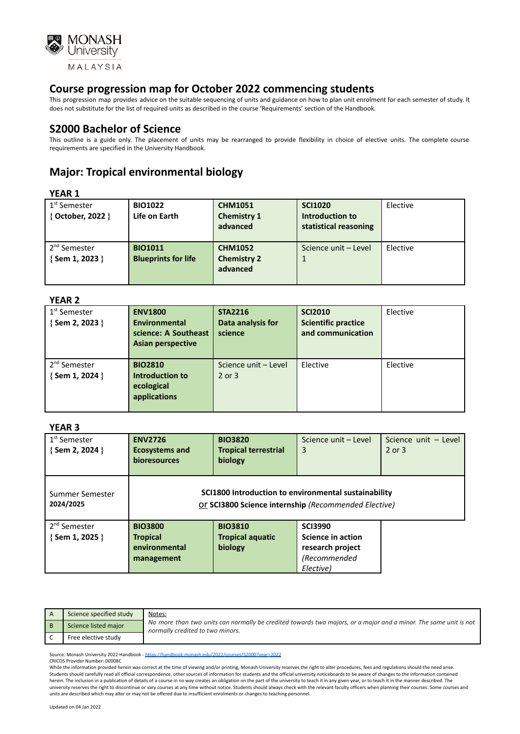## Course progression map for October 2022 commencing students

This progression map provides advice on the suitable sequencing of units and guidance on how to plan unit enrolment for each semester of study. It does not substitute for the list of required units as described in the course 'Requirements' section of the Handbook.

## S2000 Bachelor of Science

This outline is a guide only. The placement of units may be rearranged to provide flexibility in choice of elective units. The complete course requirements are specified in the University Handbook.

## Major: Tropical environmental biology

### YEAR 1

| | | | | |
|---|---|---|---|---|
| 1st Semester { **October, 2022** } | **BIO1022 Life on Earth** | **CHM1051 Chemistry 1 advanced** | **SCI1020 Introduction to statistical reasoning** | Elective |
| 2nd Semester { **Sem 1, 2023** } | **BIO1011 Blueprints for life** | **CHM1052 Chemistry 2 advanced** | Science unit – Level 1 | Elective |

### YEAR 2

| | | | | |
|---|---|---|---|---|
| 1st Semester { **Sem 2, 2023** } | **ENV1800 Environmental science: A Southeast Asian perspective** | **STA2216 Data analysis for science** | **SCI2010 Scientific practice and communication** | Elective |
| 2nd Semester { **Sem 1, 2024** } | **BIO2810 Introduction to ecological applications** | Science unit – Level 2 or 3 | Elective | Elective |

### YEAR 3

| | | | | |
|---|---|---|---|---|
| 1st Semester { **Sem 2, 2024** } | **ENV2726 Ecosystems and bioresources** | **BIO3820 Tropical terrestrial biology** | Science unit – Level 3 | Science unit – Level 2 or 3 |
| Summer Semester **2024/2025** | **SCI1800 Introduction to environmental sustainability** or **SCI3800 Science internship** *(Recommended Elective)* | | | |
| 2nd Semester { **Sem 1, 2025** } | **BIO3800 Tropical environmental management** | **BIO3810 Tropical aquatic biology** | **SCI3990 Science in action research project** *(Recommended Elective)* | |

| | | |
|---|---|---|
| A | Science specified study | Notes: *No more than two units can normally be credited towards two majors, or a major and a minor. The same unit is not normally credited to two minors.* |
| B | Science listed major | |
| C | Free elective study | |

Source: Monash University 2022 Handbook - https://handbook.monash.edu/2022/courses/S2000?year=2022
CRICOS Provider Number: 00008C
While the information provided herein was correct at the time of viewing and/or printing, Monash University reserves the right to alter procedures, fees and regulations should the need arise. Students should carefully read all official correspondence, other sources of information for students and the official university noticeboards to be aware of changes to the information contained herein. The inclusion in a publication of details of a course in no way creates an obligation on the part of the university to teach it in any given year, or to teach it in the manner described. The university reserves the right to discontinue or vary courses at any time without notice. Students should always check with the relevant faculty officers when planning their courses. Some courses and units are described which may alter or may not be offered due to insufficient enrolments or changes to teaching personnel.

Updated on 04 Jan 2022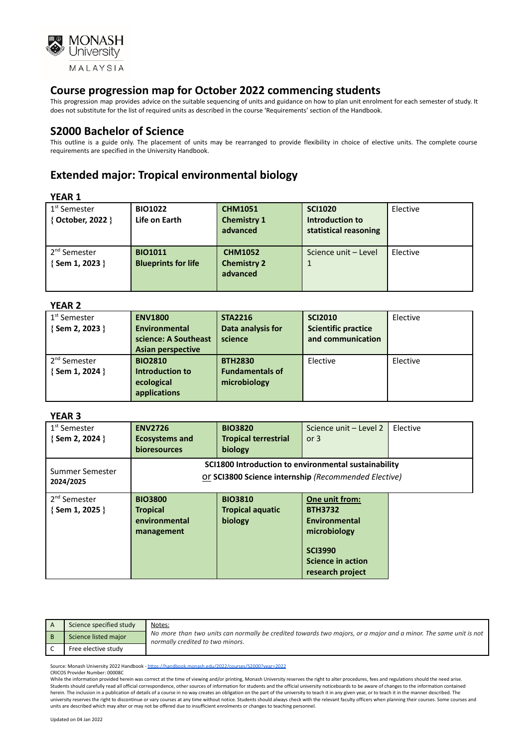MONASH University MALAYSIA

## Course progression map for October 2022 commencing students

This progression map provides advice on the suitable sequencing of units and guidance on how to plan unit enrolment for each semester of study. It does not substitute for the list of required units as described in the course 'Requirements' section of the Handbook.

## S2000 Bachelor of Science

This outline is a guide only. The placement of units may be rearranged to provide flexibility in choice of elective units. The complete course requirements are specified in the University Handbook.

## Extended major: Tropical environmental biology

### YEAR 1

| | | | | |
|---|---|---|---|---|
| 1st Semester { **October, 2022** } | **BIO1022 Life on Earth** | **CHM1051 Chemistry 1 advanced** | **SCI1020 Introduction to statistical reasoning** | Elective |
| 2nd Semester { **Sem 1, 2023** } | **BIO1011 Blueprints for life** | **CHM1052 Chemistry 2 advanced** | Science unit – Level 1 | Elective |

### YEAR 2

| | | | | |
|---|---|---|---|---|
| 1st Semester { **Sem 2, 2023** } | **ENV1800 Environmental science: A Southeast Asian perspective** | **STA2216 Data analysis for science** | **SCI2010 Scientific practice and communication** | Elective |
| 2nd Semester { **Sem 1, 2024** } | **BIO2810 Introduction to ecological applications** | **BTH2830 Fundamentals of microbiology** | Elective | Elective |

### YEAR 3

| | | | | |
|---|---|---|---|---|
| 1st Semester { **Sem 2, 2024** } | **ENV2726 Ecosystems and bioresources** | **BIO3820 Tropical terrestrial biology** | Science unit – Level 2 or 3 | Elective |
| Summer Semester **2024/2025** | **SCI1800 Introduction to environmental sustainability** or **SCI3800 Science internship** *(Recommended Elective)* | | | |
| 2nd Semester { **Sem 1, 2025** } | **BIO3800 Tropical environmental management** | **BIO3810 Tropical aquatic biology** | **One unit from:** **BTH3732 Environmental microbiology** **SCI3990 Science in action research project** | |

| | | |
|---|---|---|
| A | Science specified study | Notes: *No more than two units can normally be credited towards two majors, or a major and a minor. The same unit is not normally credited to two minors.* |
| B | Science listed major | |
| C | Free elective study | |

Source: Monash University 2022 Handbook - https://handbook.monash.edu/2022/courses/S2000?year=2022

CRICOS Provider Number: 00008C

While the information provided herein was correct at the time of viewing and/or printing, Monash University reserves the right to alter procedures, fees and regulations should the need arise. Students should carefully read all official correspondence, other sources of information for students and the official university noticeboards to be aware of changes to the information contained herein. The inclusion in a publication of details of a course in no way creates an obligation on the part of the university to teach it in any given year, or to teach it in the manner described. The university reserves the right to discontinue or vary courses at any time without notice. Students should always check with the relevant faculty officers when planning their courses. Some courses and units are described which may alter or may not be offered due to insufficient enrolments or changes to teaching personnel.

Updated on 04 Jan 2022